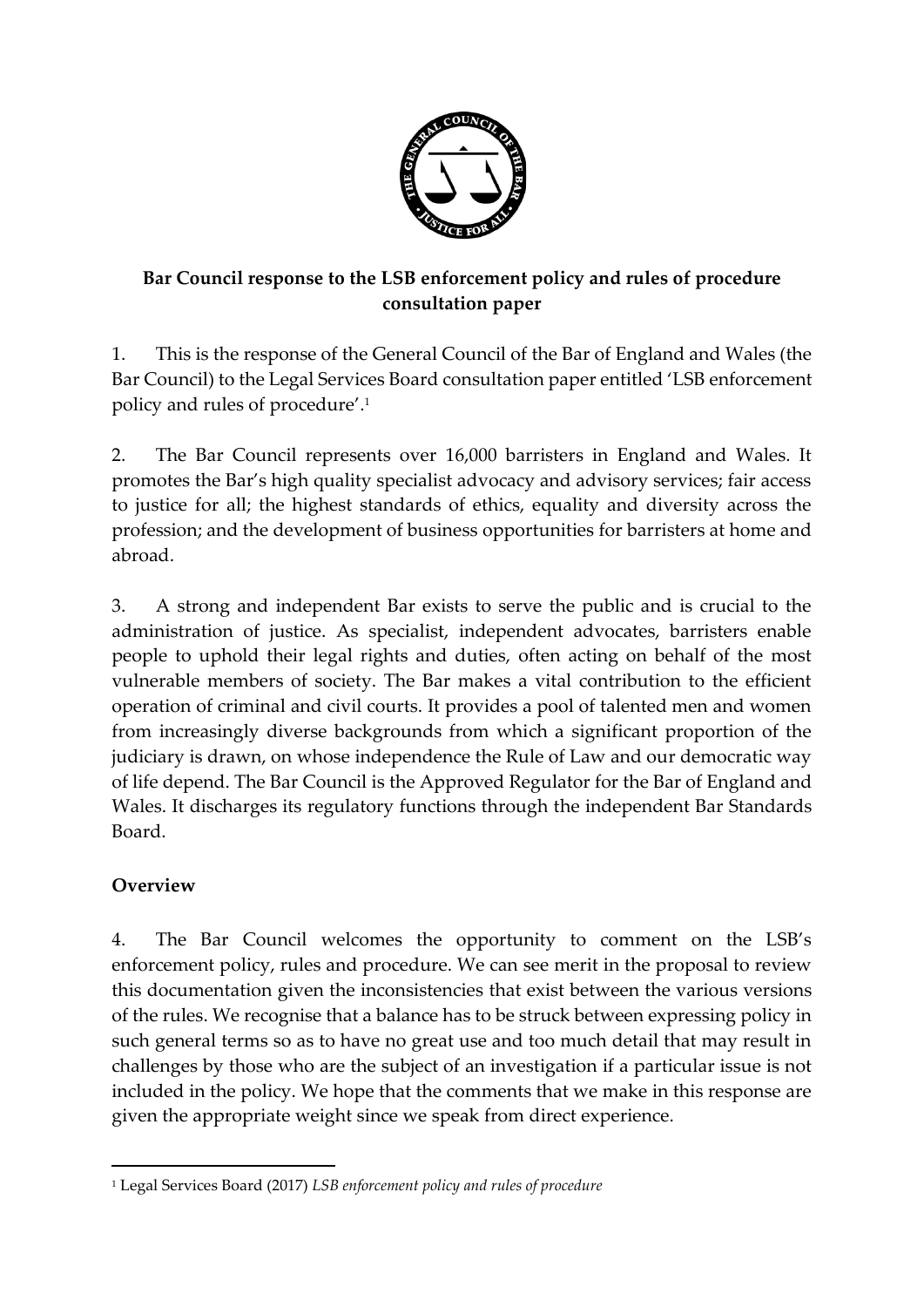**Bar Council response to the LSB enforcement policy and rules of procedure consultation paper**

1. This is the response of the General Council of the Bar of England and Wales (the Bar Council) to the Legal Services Board consultation paper entitled 'LSB enforcement policy and rules of procedure'.[1]

2. The Bar Council represents over 16,000 barristers in England and Wales. It promotes the Bar's high quality specialist advocacy and advisory services; fair access to justice for all; the highest standards of ethics, equality and diversity across the profession; and the development of business opportunities for barristers at home and abroad.

3. A strong and independent Bar exists to serve the public and is crucial to the administration of justice. As specialist, independent advocates, barristers enable people to uphold their legal rights and duties, often acting on behalf of the most vulnerable members of society. The Bar makes a vital contribution to the efficient operation of criminal and civil courts. It provides a pool of talented men and women from increasingly diverse backgrounds from which a significant proportion of the judiciary is drawn, on whose independence the Rule of Law and our democratic way of life depend. The Bar Council is the Approved Regulator for the Bar of England and Wales. It discharges its regulatory functions through the independent Bar Standards Board.

## Overview

4. The Bar Council welcomes the opportunity to comment on the LSB's enforcement policy, rules and procedure. We can see merit in the proposal to review this documentation given the inconsistencies that exist between the various versions of the rules. We recognise that a balance has to be struck between expressing policy in such general terms so as to have no great use and too much detail that may result in challenges by those who are the subject of an investigation if a particular issue is not included in the policy. We hope that the comments that we make in this response are given the appropriate weight since we speak from direct experience.

---

[1] Legal Services Board (2017) *LSB enforcement policy and rules of procedure*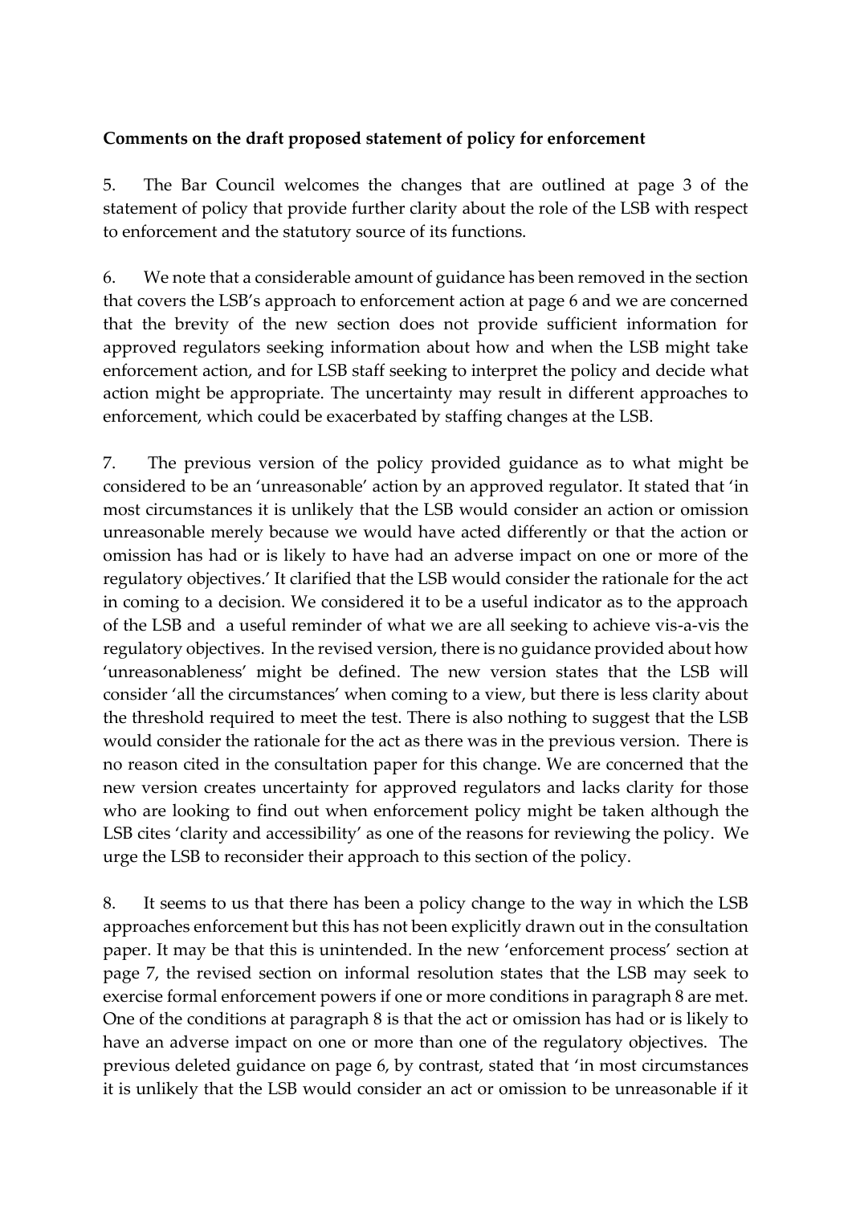**Comments on the draft proposed statement of policy for enforcement**

5. The Bar Council welcomes the changes that are outlined at page 3 of the statement of policy that provide further clarity about the role of the LSB with respect to enforcement and the statutory source of its functions.

6. We note that a considerable amount of guidance has been removed in the section that covers the LSB's approach to enforcement action at page 6 and we are concerned that the brevity of the new section does not provide sufficient information for approved regulators seeking information about how and when the LSB might take enforcement action, and for LSB staff seeking to interpret the policy and decide what action might be appropriate. The uncertainty may result in different approaches to enforcement, which could be exacerbated by staffing changes at the LSB.

7. The previous version of the policy provided guidance as to what might be considered to be an 'unreasonable' action by an approved regulator. It stated that 'in most circumstances it is unlikely that the LSB would consider an action or omission unreasonable merely because we would have acted differently or that the action or omission has had or is likely to have had an adverse impact on one or more of the regulatory objectives.' It clarified that the LSB would consider the rationale for the act in coming to a decision. We considered it to be a useful indicator as to the approach of the LSB and a useful reminder of what we are all seeking to achieve vis-a-vis the regulatory objectives. In the revised version, there is no guidance provided about how 'unreasonableness' might be defined. The new version states that the LSB will consider 'all the circumstances' when coming to a view, but there is less clarity about the threshold required to meet the test. There is also nothing to suggest that the LSB would consider the rationale for the act as there was in the previous version. There is no reason cited in the consultation paper for this change. We are concerned that the new version creates uncertainty for approved regulators and lacks clarity for those who are looking to find out when enforcement policy might be taken although the LSB cites 'clarity and accessibility' as one of the reasons for reviewing the policy. We urge the LSB to reconsider their approach to this section of the policy.

8. It seems to us that there has been a policy change to the way in which the LSB approaches enforcement but this has not been explicitly drawn out in the consultation paper. It may be that this is unintended. In the new 'enforcement process' section at page 7, the revised section on informal resolution states that the LSB may seek to exercise formal enforcement powers if one or more conditions in paragraph 8 are met. One of the conditions at paragraph 8 is that the act or omission has had or is likely to have an adverse impact on one or more than one of the regulatory objectives. The previous deleted guidance on page 6, by contrast, stated that 'in most circumstances it is unlikely that the LSB would consider an act or omission to be unreasonable if it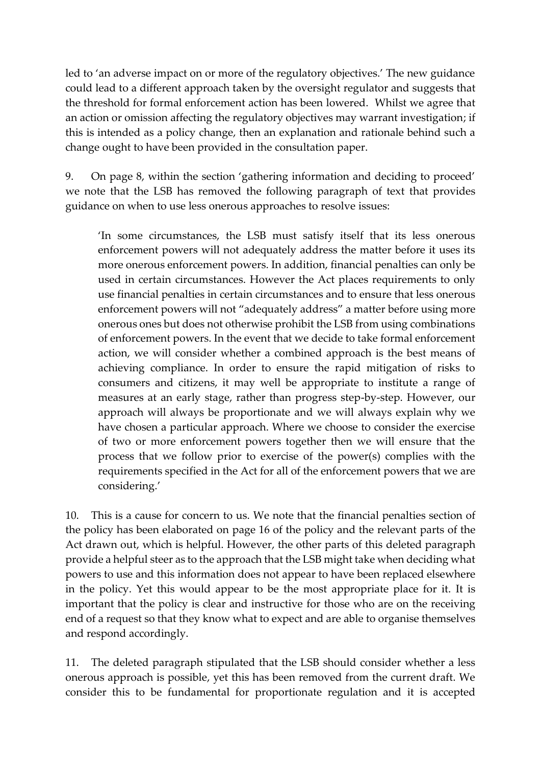led to 'an adverse impact on or more of the regulatory objectives.' The new guidance could lead to a different approach taken by the oversight regulator and suggests that the threshold for formal enforcement action has been lowered. Whilst we agree that an action or omission affecting the regulatory objectives may warrant investigation; if this is intended as a policy change, then an explanation and rationale behind such a change ought to have been provided in the consultation paper.

9. On page 8, within the section 'gathering information and deciding to proceed' we note that the LSB has removed the following paragraph of text that provides guidance on when to use less onerous approaches to resolve issues:

> 'In some circumstances, the LSB must satisfy itself that its less onerous enforcement powers will not adequately address the matter before it uses its more onerous enforcement powers. In addition, financial penalties can only be used in certain circumstances. However the Act places requirements to only use financial penalties in certain circumstances and to ensure that less onerous enforcement powers will not "adequately address" a matter before using more onerous ones but does not otherwise prohibit the LSB from using combinations of enforcement powers. In the event that we decide to take formal enforcement action, we will consider whether a combined approach is the best means of achieving compliance. In order to ensure the rapid mitigation of risks to consumers and citizens, it may well be appropriate to institute a range of measures at an early stage, rather than progress step-by-step. However, our approach will always be proportionate and we will always explain why we have chosen a particular approach. Where we choose to consider the exercise of two or more enforcement powers together then we will ensure that the process that we follow prior to exercise of the power(s) complies with the requirements specified in the Act for all of the enforcement powers that we are considering.'

10. This is a cause for concern to us. We note that the financial penalties section of the policy has been elaborated on page 16 of the policy and the relevant parts of the Act drawn out, which is helpful. However, the other parts of this deleted paragraph provide a helpful steer as to the approach that the LSB might take when deciding what powers to use and this information does not appear to have been replaced elsewhere in the policy. Yet this would appear to be the most appropriate place for it. It is important that the policy is clear and instructive for those who are on the receiving end of a request so that they know what to expect and are able to organise themselves and respond accordingly.

11. The deleted paragraph stipulated that the LSB should consider whether a less onerous approach is possible, yet this has been removed from the current draft. We consider this to be fundamental for proportionate regulation and it is accepted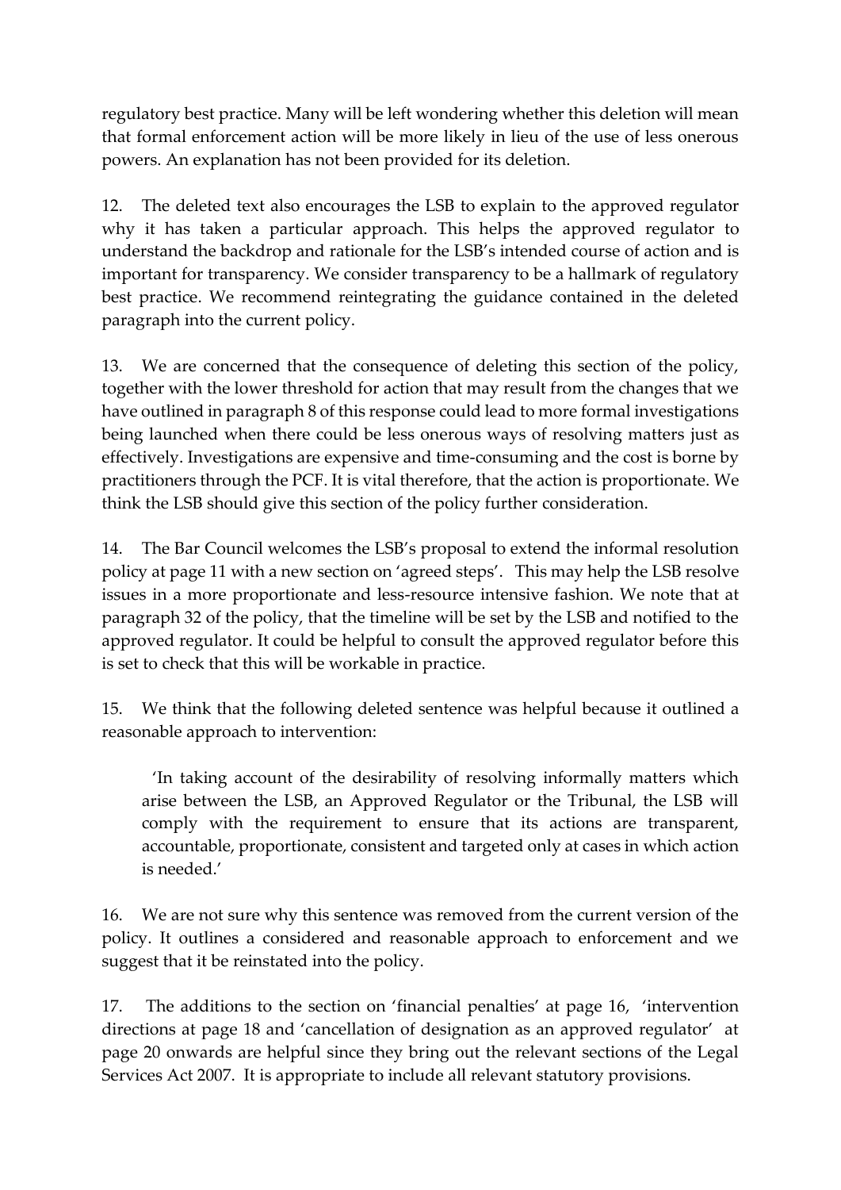regulatory best practice. Many will be left wondering whether this deletion will mean that formal enforcement action will be more likely in lieu of the use of less onerous powers. An explanation has not been provided for its deletion.

12. The deleted text also encourages the LSB to explain to the approved regulator why it has taken a particular approach. This helps the approved regulator to understand the backdrop and rationale for the LSB's intended course of action and is important for transparency. We consider transparency to be a hallmark of regulatory best practice. We recommend reintegrating the guidance contained in the deleted paragraph into the current policy.

13. We are concerned that the consequence of deleting this section of the policy, together with the lower threshold for action that may result from the changes that we have outlined in paragraph 8 of this response could lead to more formal investigations being launched when there could be less onerous ways of resolving matters just as effectively. Investigations are expensive and time-consuming and the cost is borne by practitioners through the PCF. It is vital therefore, that the action is proportionate. We think the LSB should give this section of the policy further consideration.

14. The Bar Council welcomes the LSB's proposal to extend the informal resolution policy at page 11 with a new section on 'agreed steps'. This may help the LSB resolve issues in a more proportionate and less-resource intensive fashion. We note that at paragraph 32 of the policy, that the timeline will be set by the LSB and notified to the approved regulator. It could be helpful to consult the approved regulator before this is set to check that this will be workable in practice.

15. We think that the following deleted sentence was helpful because it outlined a reasonable approach to intervention:

> 'In taking account of the desirability of resolving informally matters which arise between the LSB, an Approved Regulator or the Tribunal, the LSB will comply with the requirement to ensure that its actions are transparent, accountable, proportionate, consistent and targeted only at cases in which action is needed.'

16. We are not sure why this sentence was removed from the current version of the policy. It outlines a considered and reasonable approach to enforcement and we suggest that it be reinstated into the policy.

17. The additions to the section on 'financial penalties' at page 16, 'intervention directions at page 18 and 'cancellation of designation as an approved regulator' at page 20 onwards are helpful since they bring out the relevant sections of the Legal Services Act 2007. It is appropriate to include all relevant statutory provisions.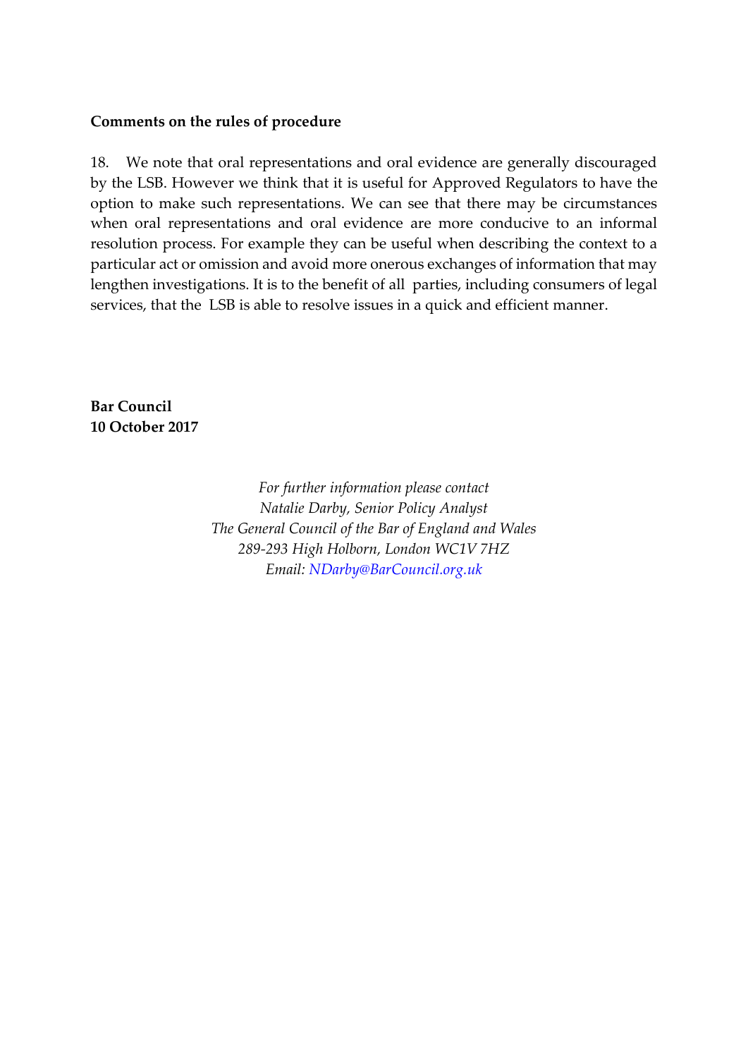**Comments on the rules of procedure**

18. We note that oral representations and oral evidence are generally discouraged by the LSB. However we think that it is useful for Approved Regulators to have the option to make such representations. We can see that there may be circumstances when oral representations and oral evidence are more conducive to an informal resolution process. For example they can be useful when describing the context to a particular act or omission and avoid more onerous exchanges of information that may lengthen investigations. It is to the benefit of all parties, including consumers of legal services, that the LSB is able to resolve issues in a quick and efficient manner.

**Bar Council**
**10 October 2017**

*For further information please contact*
*Natalie Darby, Senior Policy Analyst*
*The General Council of the Bar of England and Wales*
*289-293 High Holborn, London WC1V 7HZ*
*Email: NDarby@BarCouncil.org.uk*